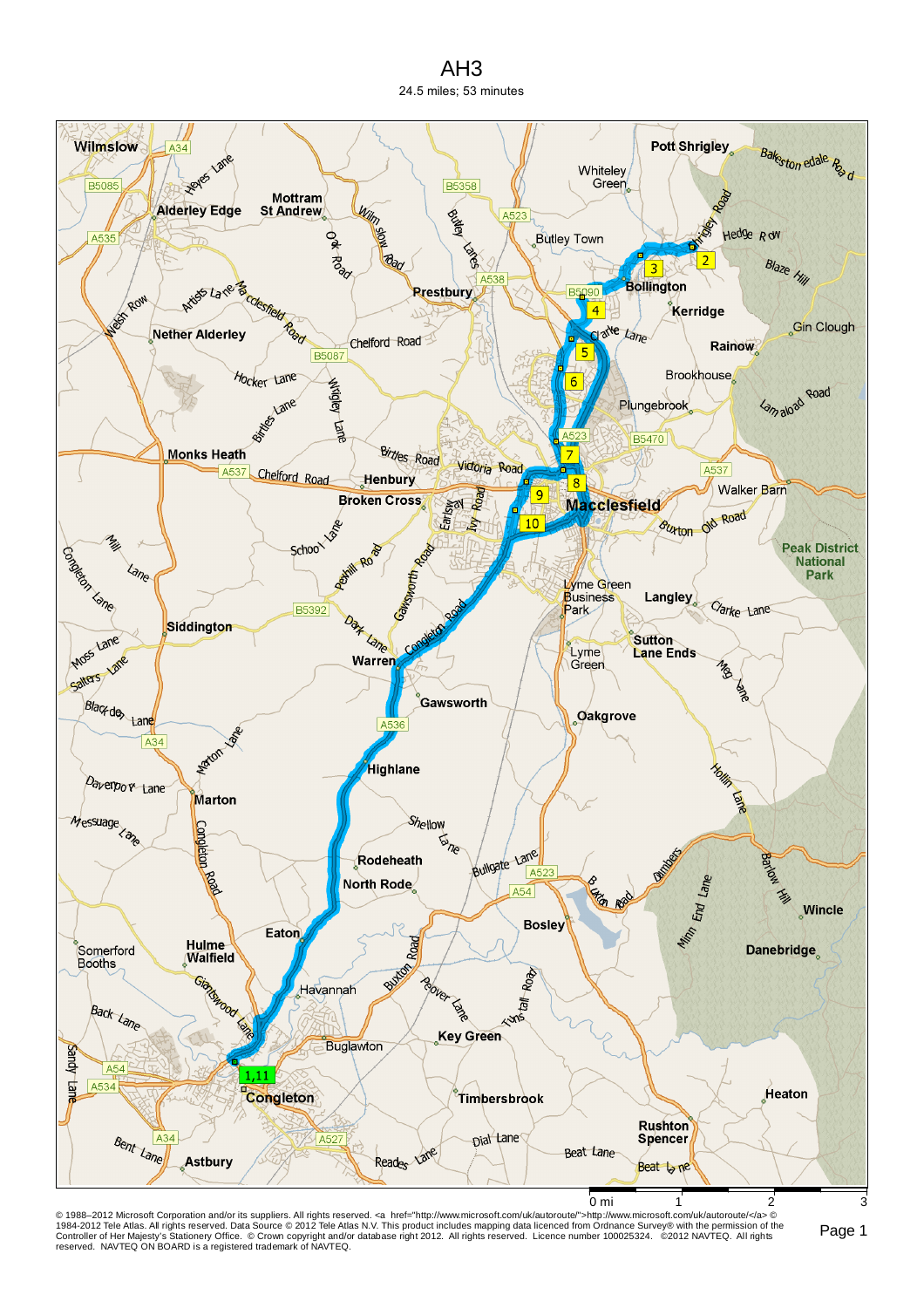# AH3

24.5 miles; 53 minutes

© 1988–2012 Microsoft Corporation and/or its suppliers. All rights reserved. <a href="http://www.microsoft.com/uk/autoroute/">http://www.microsoft.com/uk/autoroute/</a> © 1984-2012 Tele Atlas. All rights reserved. Data Source © 2012 Tele Atlas N.V. This product includes mapping data licenced from Ordnance Survey® with the permission of the Controller of Her Majesty's Stationery Office. © Crown copyright and/or database right 2012. All rights reserved. Licence number 100025324. ©2012 NAVTEQ. All rights reserved. NAVTEQ ON BOARD is a registered trademark of NAVTEQ.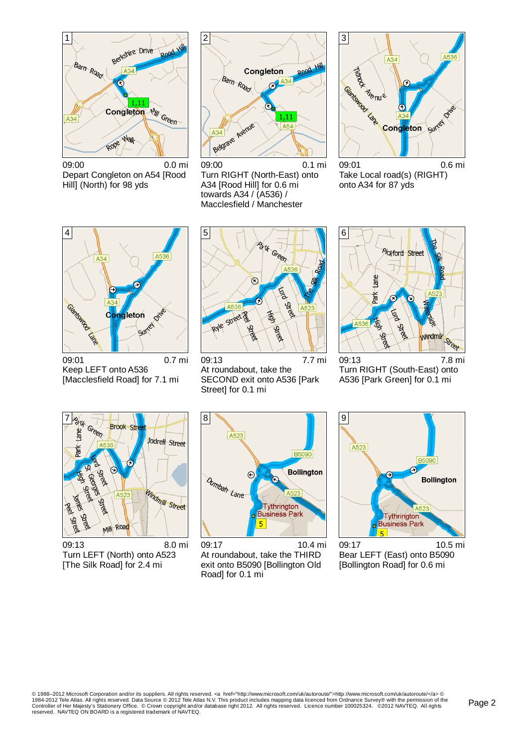1

09:00 0.0 mi
Depart Congleton on A54 [Rood Hill] (North) for 98 yds

2

09:00 0.1 mi
Turn RIGHT (North-East) onto A34 [Rood Hill] for 0.6 mi towards A34 / (A536) / Macclesfield / Manchester

3

09:01 0.6 mi
Take Local road(s) (RIGHT) onto A34 for 87 yds

4

09:01 0.7 mi
Keep LEFT onto A536 [Macclesfield Road] for 7.1 mi

5

09:13 7.7 mi
At roundabout, take the SECOND exit onto A536 [Park Street] for 0.1 mi

6

09:13 7.8 mi
Turn RIGHT (South-East) onto A536 [Park Green] for 0.1 mi

7

09:13 8.0 mi
Turn LEFT (North) onto A523 [The Silk Road] for 2.4 mi

8

09:17 10.4 mi
At roundabout, take the THIRD exit onto B5090 [Bollington Old Road] for 0.1 mi

9

09:17 10.5 mi
Bear LEFT (East) onto B5090 [Bollington Road] for 0.6 mi

© 1988–2012 Microsoft Corporation and/or its suppliers. All rights reserved. <a href="http://www.microsoft.com/uk/autoroute/">http://www.microsoft.com/uk/autoroute/</a> © 1984-2012 Tele Atlas. All rights reserved. Data Source © 2012 Tele Atlas N.V. This product includes mapping data licenced from Ordnance Survey® with the permission of the Controller of Her Majesty's Stationery Office. © Crown copyright and/or database right 2012. All rights reserved. Licence number 100025324. ©2012 NAVTEQ. All rights reserved. NAVTEQ ON BOARD is a registered trademark of NAVTEQ.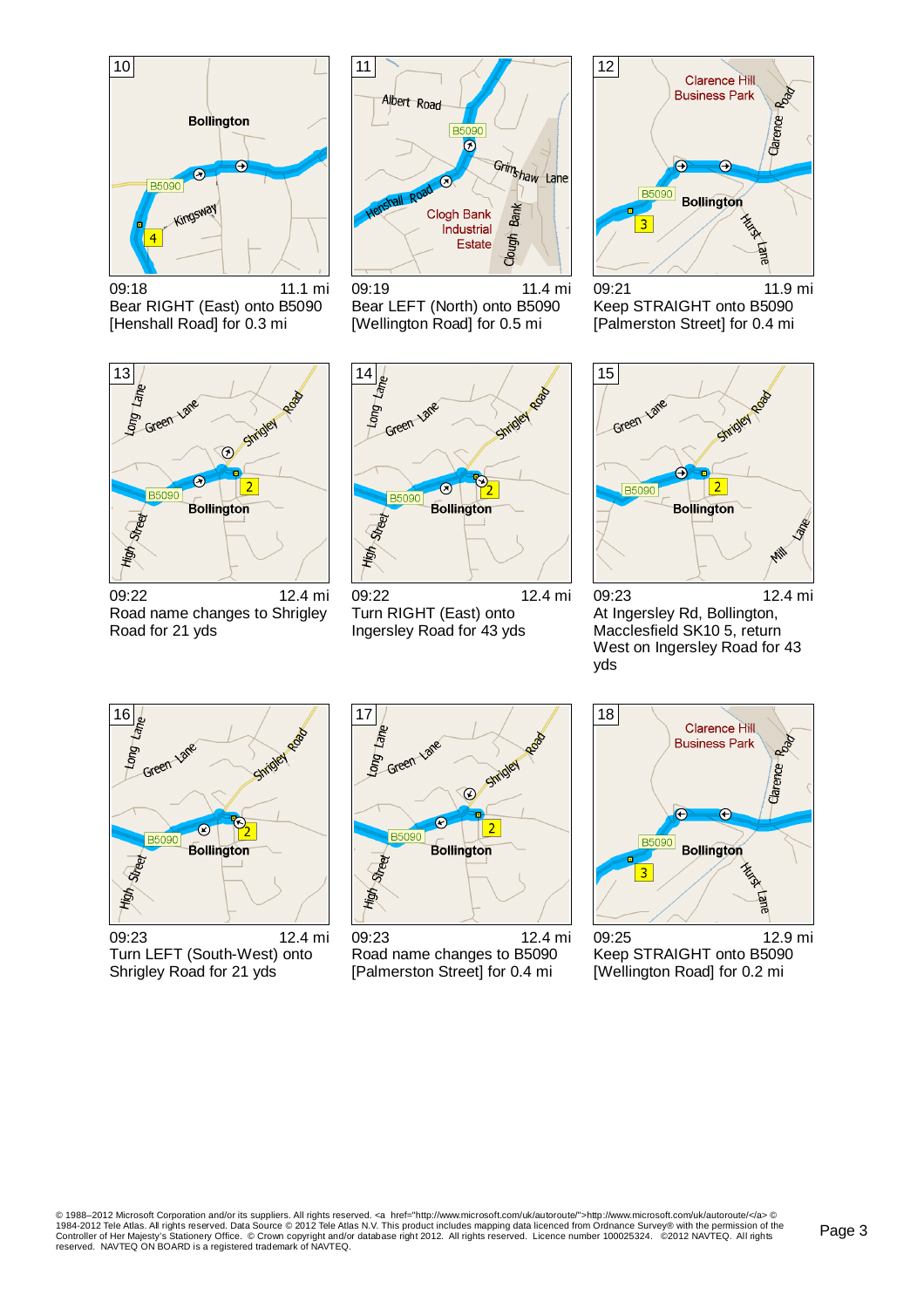**10**

09:18 — 11.1 mi

Bear RIGHT (East) onto B5090 [Henshall Road] for 0.3 mi

**11**

09:19 — 11.4 mi

Bear LEFT (North) onto B5090 [Wellington Road] for 0.5 mi

**12**

09:21 — 11.9 mi

Keep STRAIGHT onto B5090 [Palmerston Street] for 0.4 mi

**13**

09:22 — 12.4 mi

Road name changes to Shrigley Road for 21 yds

**14**

09:22 — 12.4 mi

Turn RIGHT (East) onto Ingersley Road for 43 yds

**15**

09:23 — 12.4 mi

At Ingersley Rd, Bollington, Macclesfield SK10 5, return West on Ingersley Road for 43 yds

**16**

09:23 — 12.4 mi

Turn LEFT (South-West) onto Shrigley Road for 21 yds

**17**

09:23 — 12.4 mi

Road name changes to B5090 [Palmerston Street] for 0.4 mi

**18**

09:25 — 12.9 mi

Keep STRAIGHT onto B5090 [Wellington Road] for 0.2 mi

© 1988–2012 Microsoft Corporation and/or its suppliers. All rights reserved. <a href="http://www.microsoft.com/uk/autoroute/">http://www.microsoft.com/uk/autoroute/</a> © 1984-2012 Tele Atlas. All rights reserved. Data Source © 2012 Tele Atlas N.V. This product includes mapping data licenced from Ordnance Survey® with the permission of the Controller of Her Majesty's Stationery Office. © Crown copyright and/or database right 2012. All rights reserved. Licence number 100025324. ©2012 NAVTEQ. All rights reserved. NAVTEQ ON BOARD is a registered trademark of NAVTEQ.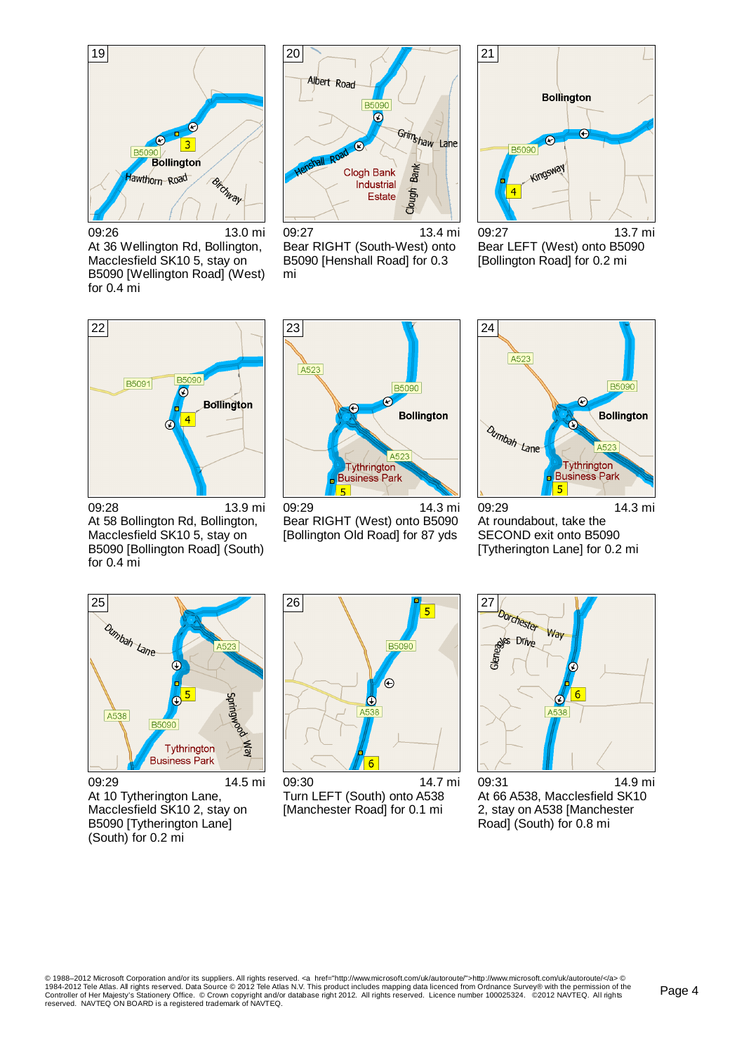19

09:26 13.0 mi

At 36 Wellington Rd, Bollington, Macclesfield SK10 5, stay on B5090 [Wellington Road] (West) for 0.4 mi

20

09:27 13.4 mi

Bear RIGHT (South-West) onto B5090 [Henshall Road] for 0.3 mi

21

09:27 13.7 mi

Bear LEFT (West) onto B5090 [Bollington Road] for 0.2 mi

22

09:28 13.9 mi

At 58 Bollington Rd, Bollington, Macclesfield SK10 5, stay on B5090 [Bollington Road] (South) for 0.4 mi

23

09:29 14.3 mi

Bear RIGHT (West) onto B5090 [Bollington Old Road] for 87 yds

24

09:29 14.3 mi

At roundabout, take the SECOND exit onto B5090 [Tytherington Lane] for 0.2 mi

25

09:29 14.5 mi

At 10 Tytherington Lane, Macclesfield SK10 5, stay on B5090 [Tytherington Lane] (South) for 0.2 mi

26

09:30 14.7 mi

Turn LEFT (South) onto A538 [Manchester Road] for 0.1 mi

27

09:31 14.9 mi

At 66 A538, Macclesfield SK10 2, stay on A538 [Manchester Road] (South) for 0.8 mi

© 1988–2012 Microsoft Corporation and/or its suppliers. All rights reserved. <a href="http://www.microsoft.com/uk/autoroute/">http://www.microsoft.com/uk/autoroute/</a> © 1984-2012 Tele Atlas. All rights reserved. Data Source © 2012 Tele Atlas N.V. This product includes mapping data licenced from Ordnance Survey® with the permission of the Controller of Her Majesty's Stationery Office. © Crown copyright and/or database right 2012. All rights reserved. Licence number 100025324. ©2012 NAVTEQ. All rights reserved. NAVTEQ ON BOARD is a registered trademark of NAVTEQ.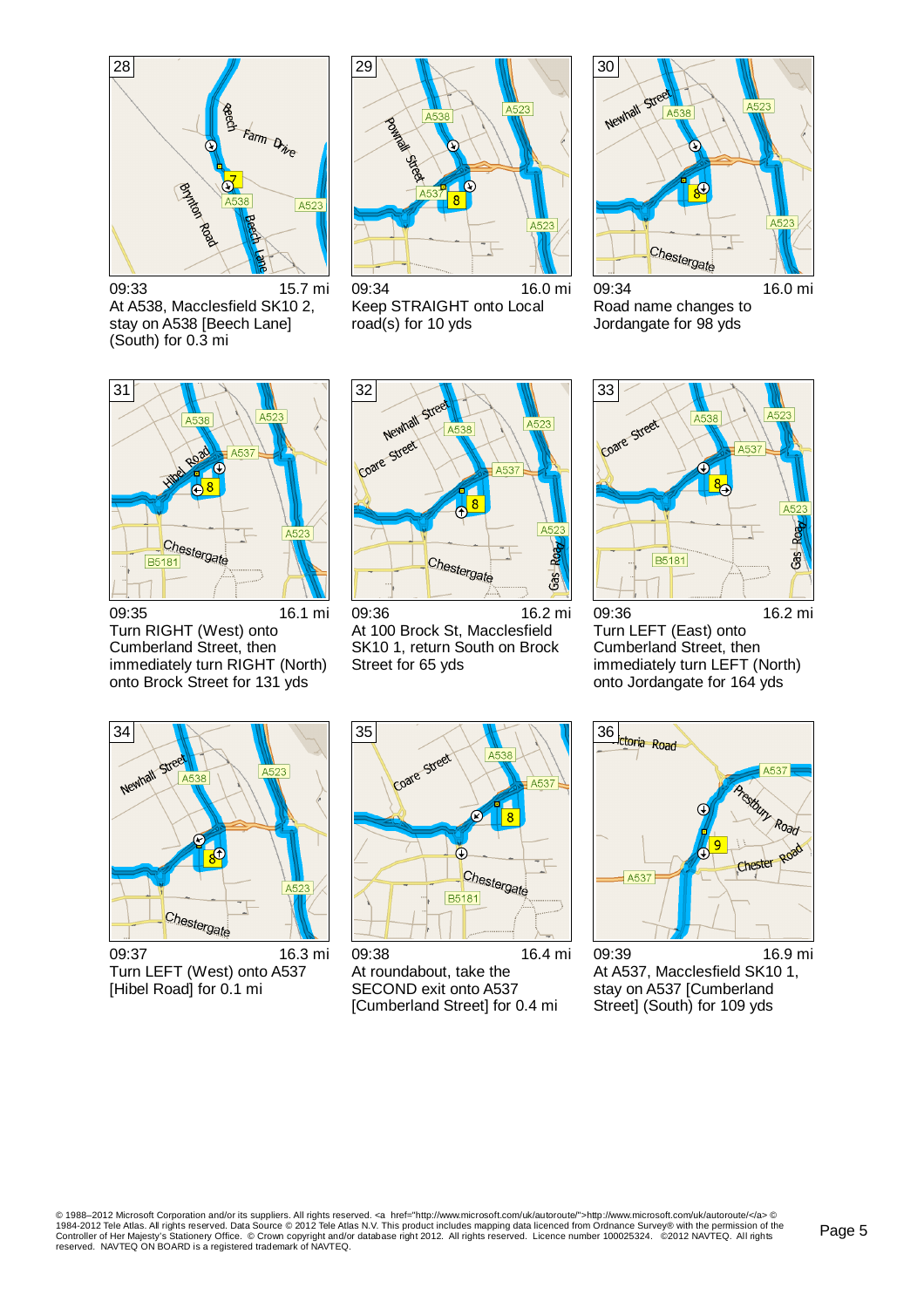**28**

09:33 — 15.7 mi

At A538, Macclesfield SK10 2, stay on A538 [Beech Lane] (South) for 0.3 mi

**29**

09:34 — 16.0 mi

Keep STRAIGHT onto Local road(s) for 10 yds

**30**

09:34 — 16.0 mi

Road name changes to Jordangate for 98 yds

**31**

09:35 — 16.1 mi

Turn RIGHT (West) onto Cumberland Street, then immediately turn RIGHT (North) onto Brock Street for 131 yds

**32**

09:36 — 16.2 mi

At 100 Brock St, Macclesfield SK10 1, return South on Brock Street for 65 yds

**33**

09:36 — 16.2 mi

Turn LEFT (East) onto Cumberland Street, then immediately turn LEFT (North) onto Jordangate for 164 yds

**34**

09:37 — 16.3 mi

Turn LEFT (West) onto A537 [Hibel Road] for 0.1 mi

**35**

09:38 — 16.4 mi

At roundabout, take the SECOND exit onto A537 [Cumberland Street] for 0.4 mi

**36**

09:39 — 16.9 mi

At A537, Macclesfield SK10 1, stay on A537 [Cumberland Street] (South) for 109 yds

© 1988–2012 Microsoft Corporation and/or its suppliers. All rights reserved. <a href="http://www.microsoft.com/uk/autoroute/">http://www.microsoft.com/uk/autoroute/</a> © 1984-2012 Tele Atlas. All rights reserved. Data Source © 2012 Tele Atlas N.V. This product includes mapping data licenced from Ordnance Survey® with the permission of the Controller of Her Majesty's Stationery Office. © Crown copyright and/or database right 2012. All rights reserved. Licence number 100025324. ©2012 NAVTEQ. All rights reserved. NAVTEQ ON BOARD is a registered trademark of NAVTEQ.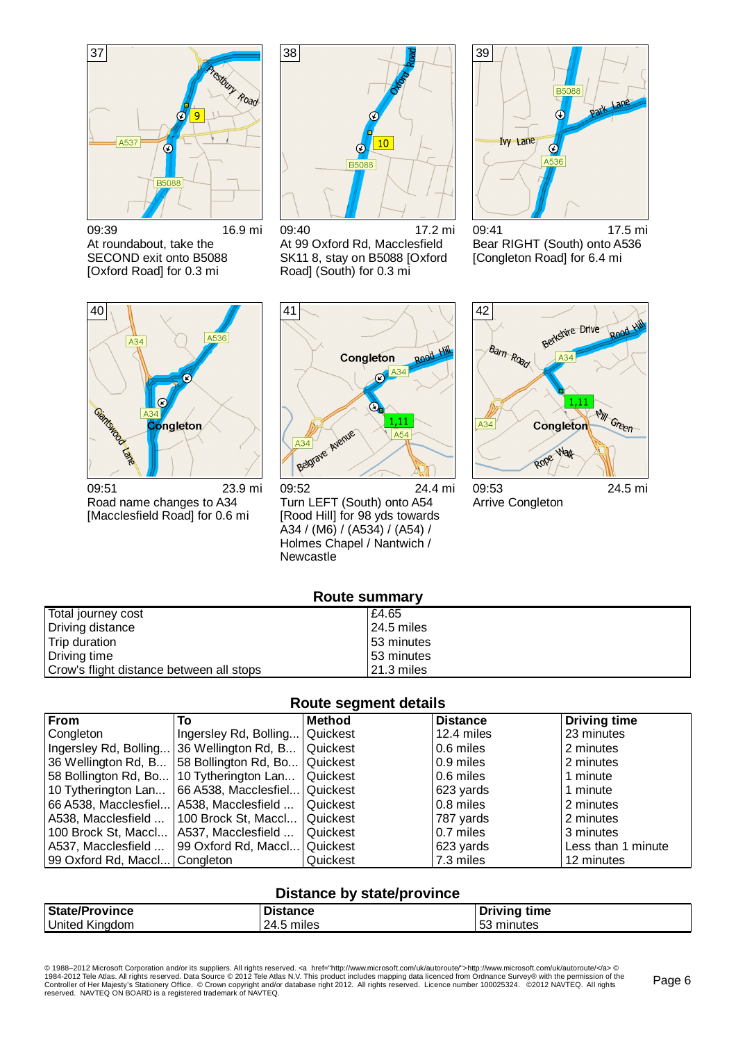37

09:39 16.9 mi
At roundabout, take the SECOND exit onto B5088 [Oxford Road] for 0.3 mi

38

09:40 17.2 mi
At 99 Oxford Rd, Macclesfield SK11 8, stay on B5088 [Oxford Road] (South) for 0.3 mi

39

09:41 17.5 mi
Bear RIGHT (South) onto A536 [Congleton Road] for 6.4 mi

40

09:51 23.9 mi
Road name changes to A34 [Macclesfield Road] for 0.6 mi

41

09:52 24.4 mi
Turn LEFT (South) onto A54 [Rood Hill] for 98 yds towards A34 / (M6) / (A534) / (A54) / Holmes Chapel / Nantwich / Newcastle

42

09:53 24.5 mi
Arrive Congleton

## Route summary

| | |
|---|---|
| Total journey cost | £4.65 |
| Driving distance | 24.5 miles |
| Trip duration | 53 minutes |
| Driving time | 53 minutes |
| Crow's flight distance between all stops | 21.3 miles |

## Route segment details

| From | To | Method | Distance | Driving time |
|---|---|---|---|---|
| Congleton | Ingersley Rd, Bolling... | Quickest | 12.4 miles | 23 minutes |
| Ingersley Rd, Bolling... | 36 Wellington Rd, B... | Quickest | 0.6 miles | 2 minutes |
| 36 Wellington Rd, B... | 58 Bollington Rd, Bo... | Quickest | 0.9 miles | 2 minutes |
| 58 Bollington Rd, Bo... | 10 Tytherington Lan... | Quickest | 0.6 miles | 1 minute |
| 10 Tytherington Lan... | 66 A538, Macclesfiel... | Quickest | 623 yards | 1 minute |
| 66 A538, Macclesfiel... | A538, Macclesfield ... | Quickest | 0.8 miles | 2 minutes |
| A538, Macclesfield ... | 100 Brock St, Maccl... | Quickest | 787 yards | 2 minutes |
| 100 Brock St, Maccl... | A537, Macclesfield ... | Quickest | 0.7 miles | 3 minutes |
| A537, Macclesfield ... | 99 Oxford Rd, Maccl... | Quickest | 623 yards | Less than 1 minute |
| 99 Oxford Rd, Maccl... | Congleton | Quickest | 7.3 miles | 12 minutes |

## Distance by state/province

| State/Province | Distance | Driving time |
|---|---|---|
| United Kingdom | 24.5 miles | 53 minutes |

© 1988–2012 Microsoft Corporation and/or its suppliers. All rights reserved. <a href="http://www.microsoft.com/uk/autoroute/">http://www.microsoft.com/uk/autoroute/</a> © 1984-2012 Tele Atlas. All rights reserved. Data Source © 2012 Tele Atlas N.V. This product includes mapping data licenced from Ordnance Survey® with the permission of the Controller of Her Majesty's Stationery Office. © Crown copyright and/or database right 2012. All rights reserved. Licence number 100025324. ©2012 NAVTEQ. All rights reserved. NAVTEQ ON BOARD is a registered trademark of NAVTEQ.